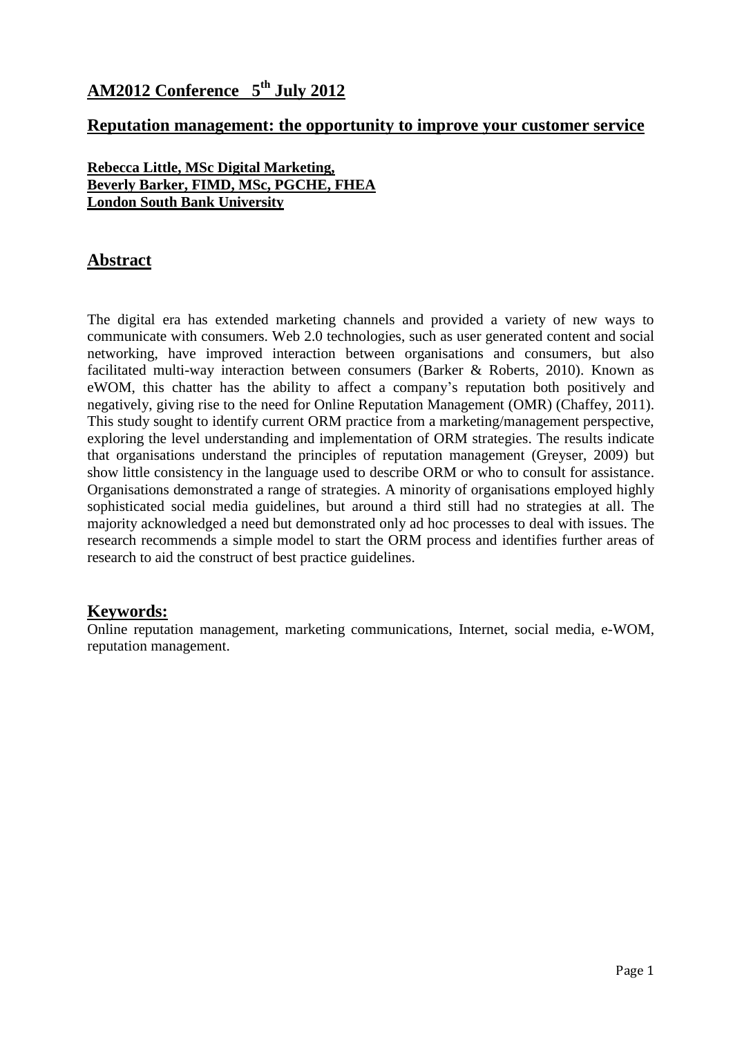## AM2012 Conference 5th July 2012

## Reputation management: the opportunity to improve your customer service

**Rebecca Little, MSc Digital Marketing,**
**Beverly Barker, FIMD, MSc, PGCHE, FHEA**
**London South Bank University**

## Abstract

The digital era has extended marketing channels and provided a variety of new ways to communicate with consumers. Web 2.0 technologies, such as user generated content and social networking, have improved interaction between organisations and consumers, but also facilitated multi-way interaction between consumers (Barker & Roberts, 2010). Known as eWOM, this chatter has the ability to affect a company's reputation both positively and negatively, giving rise to the need for Online Reputation Management (OMR) (Chaffey, 2011). This study sought to identify current ORM practice from a marketing/management perspective, exploring the level understanding and implementation of ORM strategies. The results indicate that organisations understand the principles of reputation management (Greyser, 2009) but show little consistency in the language used to describe ORM or who to consult for assistance. Organisations demonstrated a range of strategies. A minority of organisations employed highly sophisticated social media guidelines, but around a third still had no strategies at all. The majority acknowledged a need but demonstrated only ad hoc processes to deal with issues. The research recommends a simple model to start the ORM process and identifies further areas of research to aid the construct of best practice guidelines.

## Keywords:

Online reputation management, marketing communications, Internet, social media, e-WOM, reputation management.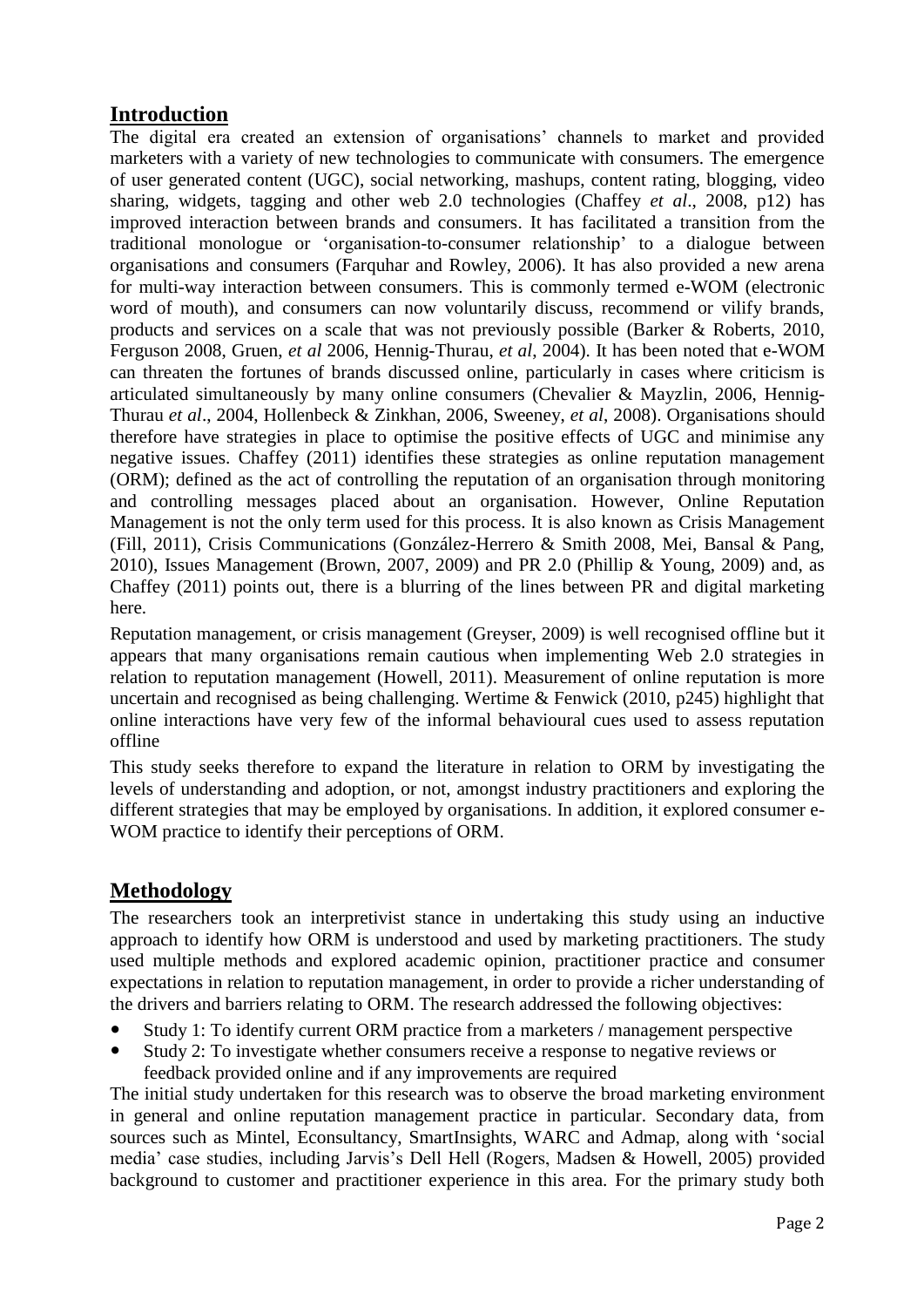## Introduction

The digital era created an extension of organisations' channels to market and provided marketers with a variety of new technologies to communicate with consumers. The emergence of user generated content (UGC), social networking, mashups, content rating, blogging, video sharing, widgets, tagging and other web 2.0 technologies (Chaffey *et al*., 2008, p12) has improved interaction between brands and consumers. It has facilitated a transition from the traditional monologue or 'organisation-to-consumer relationship' to a dialogue between organisations and consumers (Farquhar and Rowley, 2006). It has also provided a new arena for multi-way interaction between consumers. This is commonly termed e-WOM (electronic word of mouth), and consumers can now voluntarily discuss, recommend or vilify brands, products and services on a scale that was not previously possible (Barker & Roberts, 2010, Ferguson 2008, Gruen, *et al* 2006, Hennig-Thurau, *et al*, 2004). It has been noted that e-WOM can threaten the fortunes of brands discussed online, particularly in cases where criticism is articulated simultaneously by many online consumers (Chevalier & Mayzlin, 2006, Hennig-Thurau *et al*., 2004, Hollenbeck & Zinkhan, 2006, Sweeney, *et al*, 2008). Organisations should therefore have strategies in place to optimise the positive effects of UGC and minimise any negative issues. Chaffey (2011) identifies these strategies as online reputation management (ORM); defined as the act of controlling the reputation of an organisation through monitoring and controlling messages placed about an organisation. However, Online Reputation Management is not the only term used for this process. It is also known as Crisis Management (Fill, 2011), Crisis Communications (González-Herrero & Smith 2008, Mei, Bansal & Pang, 2010), Issues Management (Brown, 2007, 2009) and PR 2.0 (Phillip & Young, 2009) and, as Chaffey (2011) points out, there is a blurring of the lines between PR and digital marketing here.

Reputation management, or crisis management (Greyser, 2009) is well recognised offline but it appears that many organisations remain cautious when implementing Web 2.0 strategies in relation to reputation management (Howell, 2011). Measurement of online reputation is more uncertain and recognised as being challenging. Wertime & Fenwick (2010, p245) highlight that online interactions have very few of the informal behavioural cues used to assess reputation offline

This study seeks therefore to expand the literature in relation to ORM by investigating the levels of understanding and adoption, or not, amongst industry practitioners and exploring the different strategies that may be employed by organisations. In addition, it explored consumer e-WOM practice to identify their perceptions of ORM.

## Methodology

The researchers took an interpretivist stance in undertaking this study using an inductive approach to identify how ORM is understood and used by marketing practitioners. The study used multiple methods and explored academic opinion, practitioner practice and consumer expectations in relation to reputation management, in order to provide a richer understanding of the drivers and barriers relating to ORM. The research addressed the following objectives:

- Study 1: To identify current ORM practice from a marketers / management perspective
- Study 2: To investigate whether consumers receive a response to negative reviews or feedback provided online and if any improvements are required

The initial study undertaken for this research was to observe the broad marketing environment in general and online reputation management practice in particular. Secondary data, from sources such as Mintel, Econsultancy, SmartInsights, WARC and Admap, along with 'social media' case studies, including Jarvis's Dell Hell (Rogers, Madsen & Howell, 2005) provided background to customer and practitioner experience in this area. For the primary study both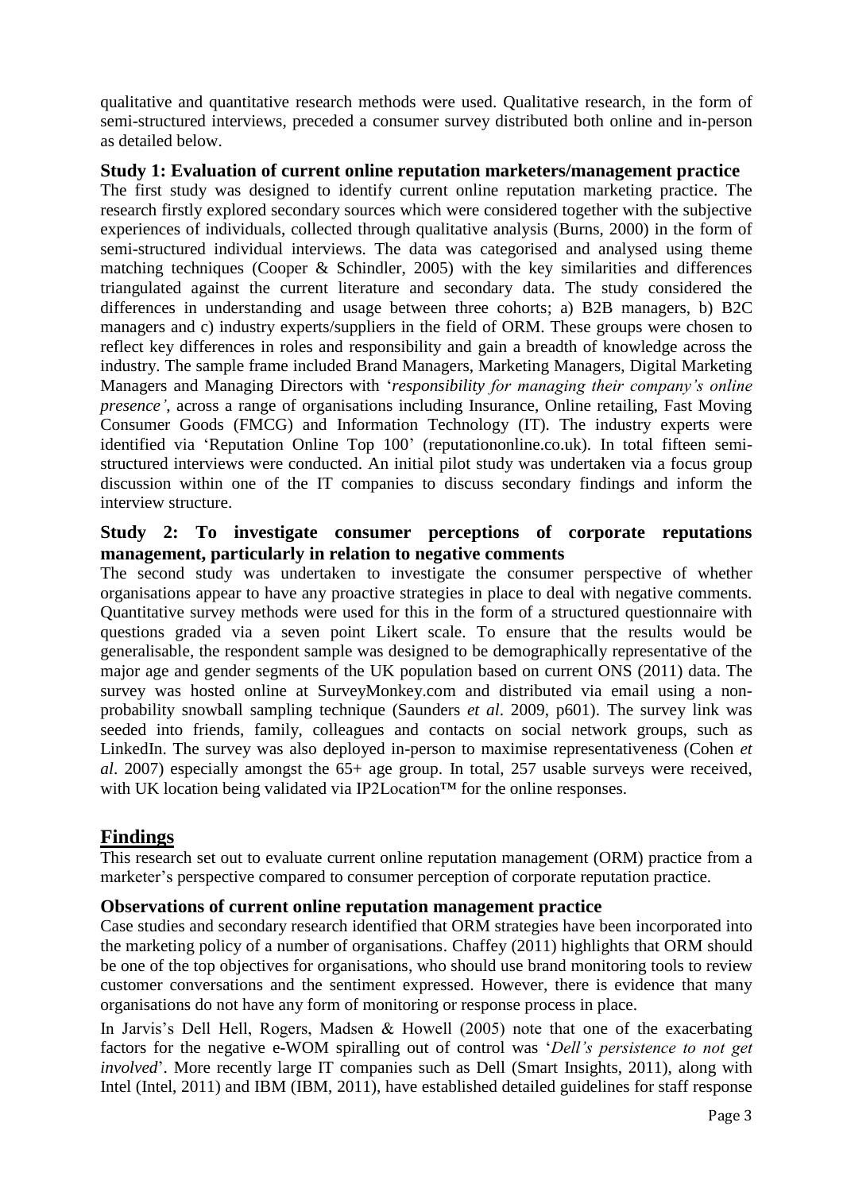qualitative and quantitative research methods were used. Qualitative research, in the form of semi-structured interviews, preceded a consumer survey distributed both online and in-person as detailed below.

### Study 1: Evaluation of current online reputation marketers/management practice

The first study was designed to identify current online reputation marketing practice. The research firstly explored secondary sources which were considered together with the subjective experiences of individuals, collected through qualitative analysis (Burns, 2000) in the form of semi-structured individual interviews. The data was categorised and analysed using theme matching techniques (Cooper & Schindler, 2005) with the key similarities and differences triangulated against the current literature and secondary data. The study considered the differences in understanding and usage between three cohorts; a) B2B managers, b) B2C managers and c) industry experts/suppliers in the field of ORM. These groups were chosen to reflect key differences in roles and responsibility and gain a breadth of knowledge across the industry. The sample frame included Brand Managers, Marketing Managers, Digital Marketing Managers and Managing Directors with '*responsibility for managing their company's online presence'*, across a range of organisations including Insurance, Online retailing, Fast Moving Consumer Goods (FMCG) and Information Technology (IT). The industry experts were identified via 'Reputation Online Top 100' (reputationonline.co.uk). In total fifteen semi-structured interviews were conducted. An initial pilot study was undertaken via a focus group discussion within one of the IT companies to discuss secondary findings and inform the interview structure.

### Study 2: To investigate consumer perceptions of corporate reputations management, particularly in relation to negative comments

The second study was undertaken to investigate the consumer perspective of whether organisations appear to have any proactive strategies in place to deal with negative comments. Quantitative survey methods were used for this in the form of a structured questionnaire with questions graded via a seven point Likert scale. To ensure that the results would be generalisable, the respondent sample was designed to be demographically representative of the major age and gender segments of the UK population based on current ONS (2011) data. The survey was hosted online at SurveyMonkey.com and distributed via email using a non-probability snowball sampling technique (Saunders *et al*. 2009, p601). The survey link was seeded into friends, family, colleagues and contacts on social network groups, such as LinkedIn. The survey was also deployed in-person to maximise representativeness (Cohen *et al*. 2007) especially amongst the 65+ age group. In total, 257 usable surveys were received, with UK location being validated via IP2Location™ for the online responses.

## Findings

This research set out to evaluate current online reputation management (ORM) practice from a marketer's perspective compared to consumer perception of corporate reputation practice.

### Observations of current online reputation management practice

Case studies and secondary research identified that ORM strategies have been incorporated into the marketing policy of a number of organisations. Chaffey (2011) highlights that ORM should be one of the top objectives for organisations, who should use brand monitoring tools to review customer conversations and the sentiment expressed. However, there is evidence that many organisations do not have any form of monitoring or response process in place.

In Jarvis's Dell Hell, Rogers, Madsen & Howell (2005) note that one of the exacerbating factors for the negative e-WOM spiralling out of control was '*Dell's persistence to not get involved*'. More recently large IT companies such as Dell (Smart Insights, 2011), along with Intel (Intel, 2011) and IBM (IBM, 2011), have established detailed guidelines for staff response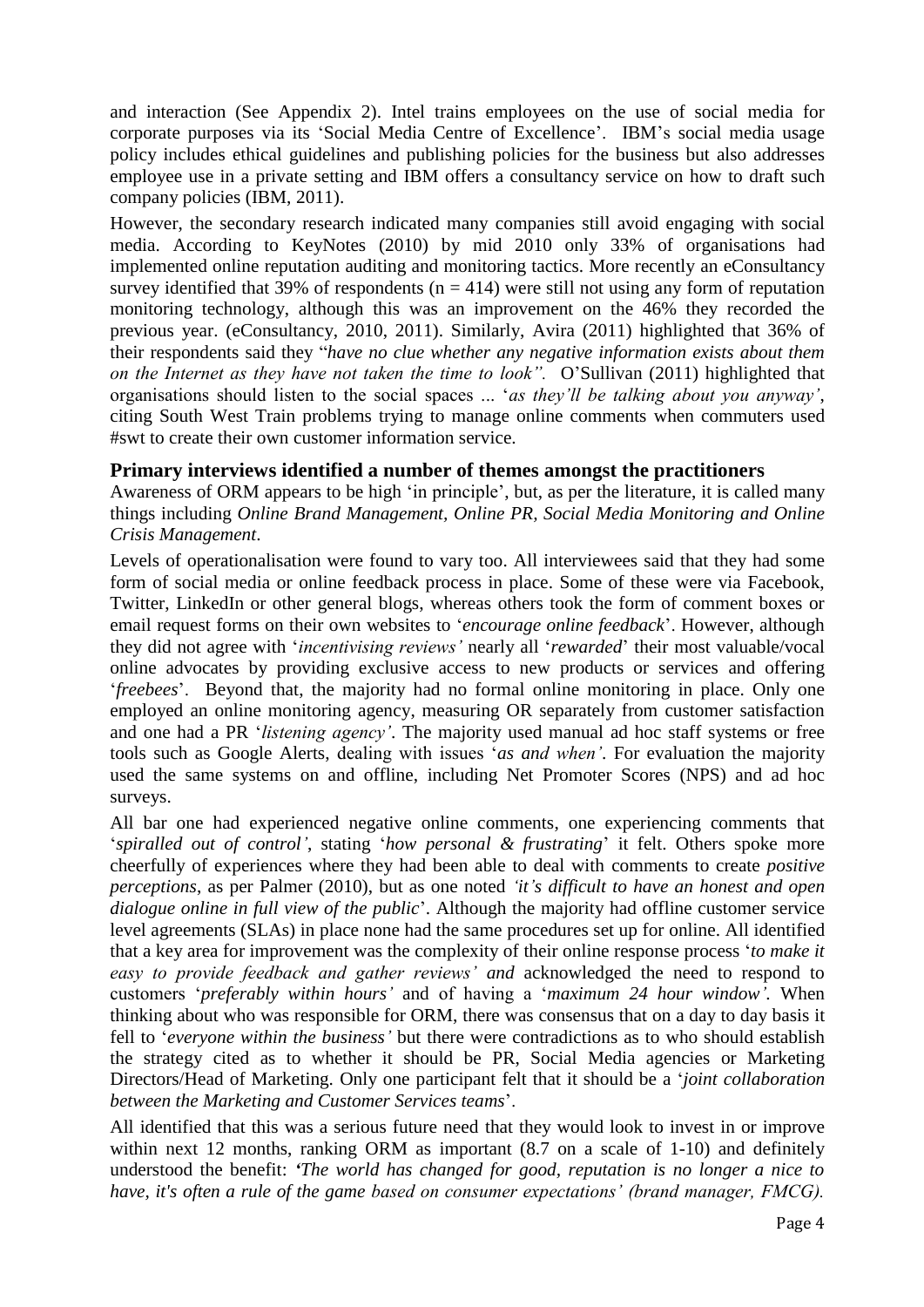and interaction (See Appendix 2). Intel trains employees on the use of social media for corporate purposes via its 'Social Media Centre of Excellence'. IBM's social media usage policy includes ethical guidelines and publishing policies for the business but also addresses employee use in a private setting and IBM offers a consultancy service on how to draft such company policies (IBM, 2011).

However, the secondary research indicated many companies still avoid engaging with social media. According to KeyNotes (2010) by mid 2010 only 33% of organisations had implemented online reputation auditing and monitoring tactics. More recently an eConsultancy survey identified that 39% of respondents (n = 414) were still not using any form of reputation monitoring technology, although this was an improvement on the 46% they recorded the previous year. (eConsultancy, 2010, 2011). Similarly, Avira (2011) highlighted that 36% of their respondents said they "*have no clue whether any negative information exists about them on the Internet as they have not taken the time to look"*. O'Sullivan (2011) highlighted that organisations should listen to the social spaces ... '*as they'll be talking about you anyway'*, citing South West Train problems trying to manage online comments when commuters used #swt to create their own customer information service.

### Primary interviews identified a number of themes amongst the practitioners

Awareness of ORM appears to be high 'in principle', but, as per the literature, it is called many things including *Online Brand Management, Online PR, Social Media Monitoring and Online Crisis Management*.

Levels of operationalisation were found to vary too. All interviewees said that they had some form of social media or online feedback process in place. Some of these were via Facebook, Twitter, LinkedIn or other general blogs, whereas others took the form of comment boxes or email request forms on their own websites to '*encourage online feedback*'. However, although they did not agree with '*incentivising reviews'* nearly all '*rewarded*' their most valuable/vocal online advocates by providing exclusive access to new products or services and offering '*freebees*'. Beyond that, the majority had no formal online monitoring in place. Only one employed an online monitoring agency, measuring OR separately from customer satisfaction and one had a PR '*listening agency'*. The majority used manual ad hoc staff systems or free tools such as Google Alerts, dealing with issues '*as and when'*. For evaluation the majority used the same systems on and offline, including Net Promoter Scores (NPS) and ad hoc surveys.

All bar one had experienced negative online comments, one experiencing comments that '*spiralled out of control'*, stating '*how personal & frustrating*' it felt. Others spoke more cheerfully of experiences where they had been able to deal with comments to create *positive perceptions*, as per Palmer (2010), but as one noted *'it's difficult to have an honest and open dialogue online in full view of the public*'. Although the majority had offline customer service level agreements (SLAs) in place none had the same procedures set up for online. All identified that a key area for improvement was the complexity of their online response process '*to make it easy to provide feedback and gather reviews' and* acknowledged the need to respond to customers '*preferably within hours'* and of having a '*maximum 24 hour window'*. When thinking about who was responsible for ORM, there was consensus that on a day to day basis it fell to '*everyone within the business'* but there were contradictions as to who should establish the strategy cited as to whether it should be PR, Social Media agencies or Marketing Directors/Head of Marketing. Only one participant felt that it should be a '*joint collaboration between the Marketing and Customer Services teams*'.

All identified that this was a serious future need that they would look to invest in or improve within next 12 months, ranking ORM as important (8.7 on a scale of 1-10) and definitely understood the benefit: *'The world has changed for good, reputation is no longer a nice to have, it's often a rule of the game based on consumer expectations' (brand manager, FMCG).*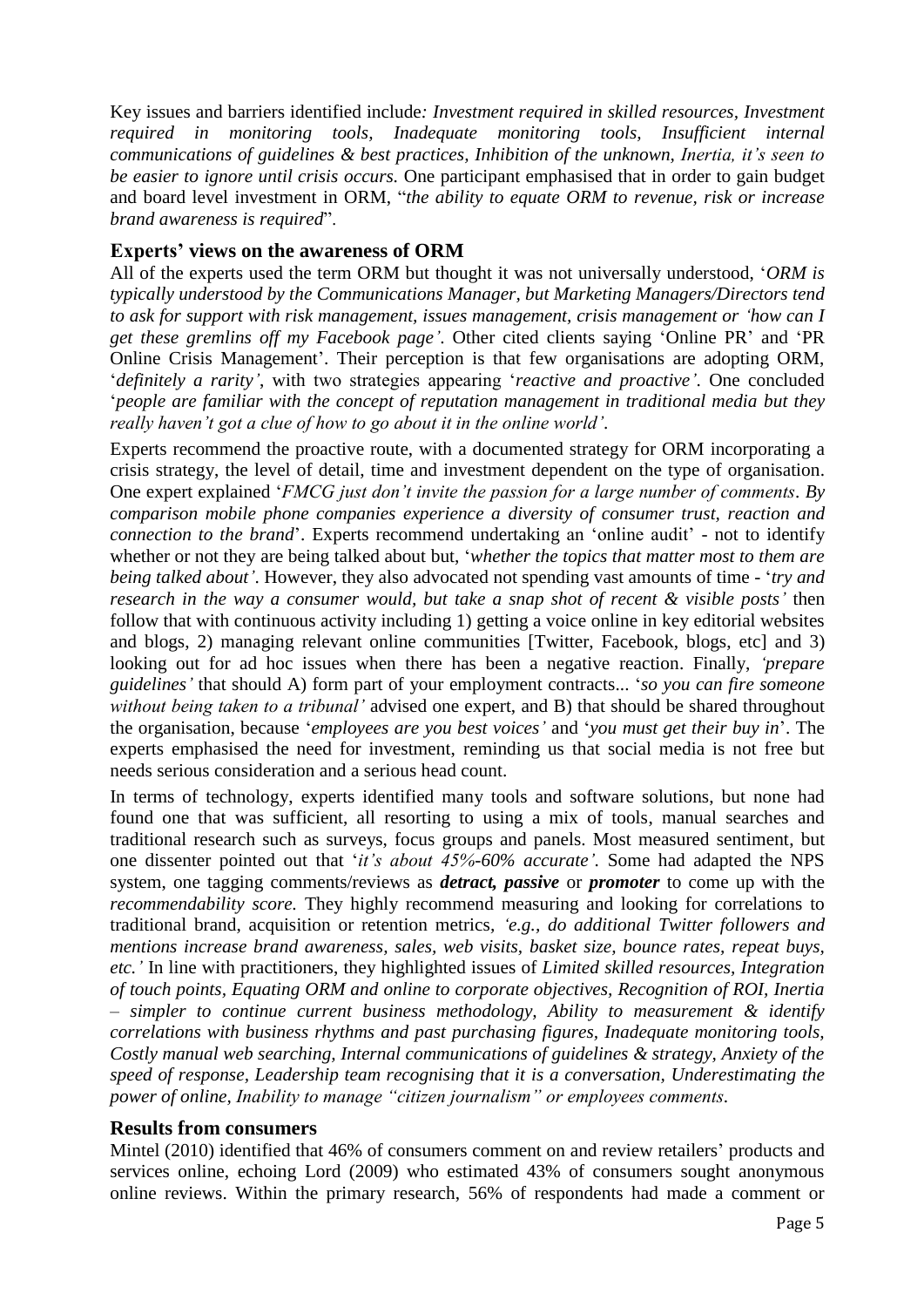Key issues and barriers identified include*: Investment required in skilled resources, Investment required in monitoring tools, Inadequate monitoring tools, Insufficient internal communications of guidelines & best practices, Inhibition of the unknown, Inertia, it's seen to be easier to ignore until crisis occurs.* One participant emphasised that in order to gain budget and board level investment in ORM, "*the ability to equate ORM to revenue, risk or increase brand awareness is required*".

### Experts' views on the awareness of ORM

All of the experts used the term ORM but thought it was not universally understood, '*ORM is typically understood by the Communications Manager, but Marketing Managers/Directors tend to ask for support with risk management, issues management, crisis management or 'how can I get these gremlins off my Facebook page'*. Other cited clients saying 'Online PR' and 'PR Online Crisis Management'. Their perception is that few organisations are adopting ORM, '*definitely a rarity'*, with two strategies appearing '*reactive and proactive'*. One concluded '*people are familiar with the concept of reputation management in traditional media but they really haven't got a clue of how to go about it in the online world'*.

Experts recommend the proactive route, with a documented strategy for ORM incorporating a crisis strategy, the level of detail, time and investment dependent on the type of organisation. One expert explained '*FMCG just don't invite the passion for a large number of comments*. *By comparison mobile phone companies experience a diversity of consumer trust, reaction and connection to the brand*'. Experts recommend undertaking an 'online audit' - not to identify whether or not they are being talked about but, '*whether the topics that matter most to them are being talked about'*. However, they also advocated not spending vast amounts of time - '*try and research in the way a consumer would, but take a snap shot of recent & visible posts'* then follow that with continuous activity including 1) getting a voice online in key editorial websites and blogs, 2) managing relevant online communities [Twitter, Facebook, blogs, etc] and 3) looking out for ad hoc issues when there has been a negative reaction. Finally, *'prepare guidelines'* that should A) form part of your employment contracts... '*so you can fire someone without being taken to a tribunal'* advised one expert, and B) that should be shared throughout the organisation, because '*employees are you best voices'* and '*you must get their buy in*'. The experts emphasised the need for investment, reminding us that social media is not free but needs serious consideration and a serious head count.

In terms of technology, experts identified many tools and software solutions, but none had found one that was sufficient, all resorting to using a mix of tools, manual searches and traditional research such as surveys, focus groups and panels. Most measured sentiment, but one dissenter pointed out that '*it's about 45%-60% accurate'*. Some had adapted the NPS system, one tagging comments/reviews as ***detract, passive*** or ***promoter*** to come up with the *recommendability score.* They highly recommend measuring and looking for correlations to traditional brand, acquisition or retention metrics, *'e.g., do additional Twitter followers and mentions increase brand awareness, sales, web visits, basket size, bounce rates, repeat buys, etc.'* In line with practitioners, they highlighted issues of *Limited skilled resources, Integration of touch points, Equating ORM and online to corporate objectives, Recognition of ROI, Inertia – simpler to continue current business methodology, Ability to measurement & identify correlations with business rhythms and past purchasing figures, Inadequate monitoring tools, Costly manual web searching, Internal communications of guidelines & strategy, Anxiety of the speed of response, Leadership team recognising that it is a conversation, Underestimating the power of online, Inability to manage "citizen journalism" or employees comments*.

### Results from consumers

Mintel (2010) identified that 46% of consumers comment on and review retailers' products and services online, echoing Lord (2009) who estimated 43% of consumers sought anonymous online reviews. Within the primary research, 56% of respondents had made a comment or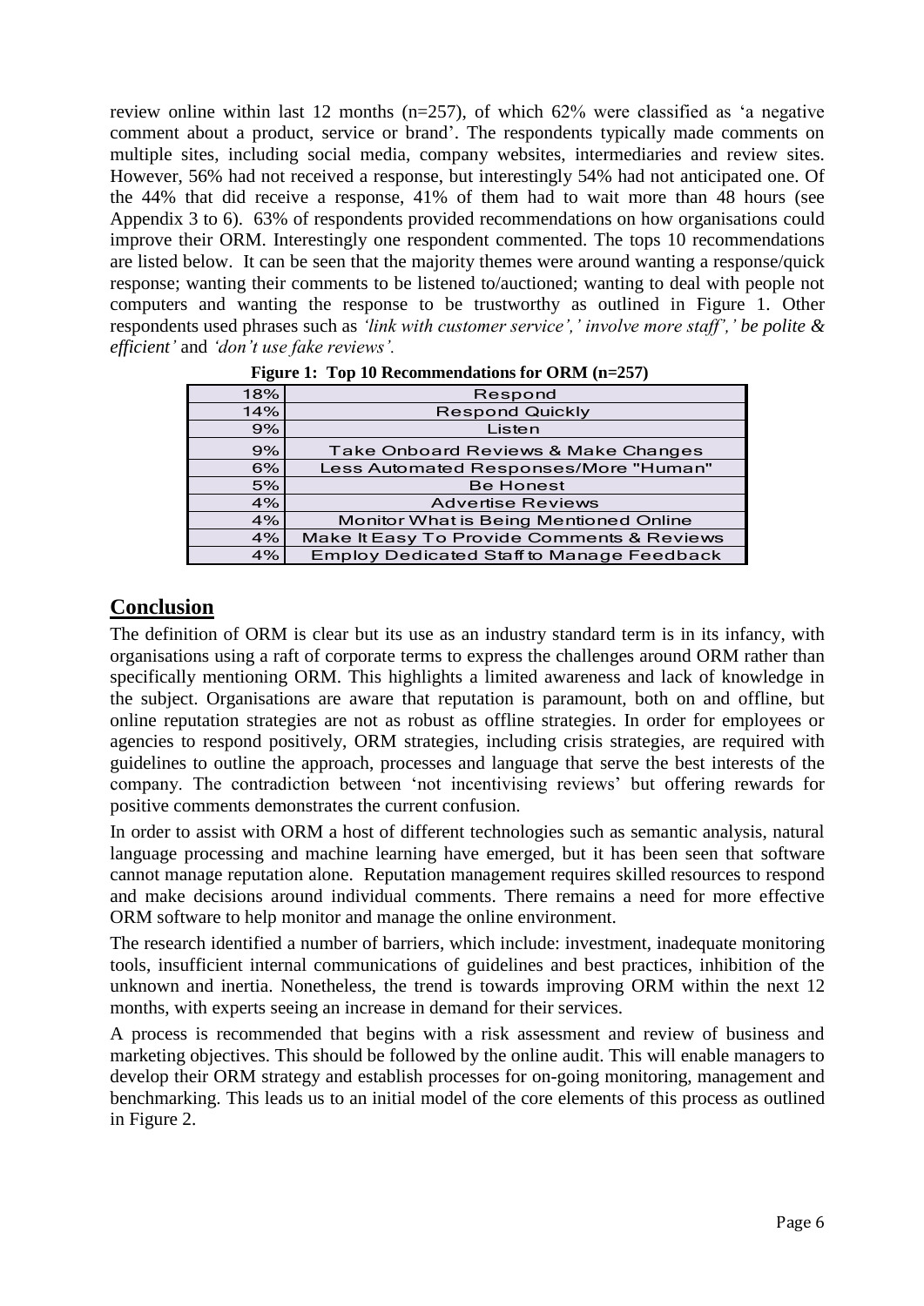review online within last 12 months (n=257), of which 62% were classified as 'a negative comment about a product, service or brand'. The respondents typically made comments on multiple sites, including social media, company websites, intermediaries and review sites. However, 56% had not received a response, but interestingly 54% had not anticipated one. Of the 44% that did receive a response, 41% of them had to wait more than 48 hours (see Appendix 3 to 6). 63% of respondents provided recommendations on how organisations could improve their ORM. Interestingly one respondent commented. The tops 10 recommendations are listed below. It can be seen that the majority themes were around wanting a response/quick response; wanting their comments to be listened to/auctioned; wanting to deal with people not computers and wanting the response to be trustworthy as outlined in Figure 1. Other respondents used phrases such as *'link with customer service',' involve more staff',' be polite & efficient'* and *'don't use fake reviews'.*

**Figure 1: Top 10 Recommendations for ORM (n=257)**

| | |
|---|---|
| 18% | Respond |
| 14% | Respond Quickly |
| 9% | Listen |
| 9% | Take Onboard Reviews & Make Changes |
| 6% | Less Automated Responses/More "Human" |
| 5% | Be Honest |
| 4% | Advertise Reviews |
| 4% | Monitor What is Being Mentioned Online |
| 4% | Make It Easy To Provide Comments & Reviews |
| 4% | Employ Dedicated Staff to Manage Feedback |

## Conclusion

The definition of ORM is clear but its use as an industry standard term is in its infancy, with organisations using a raft of corporate terms to express the challenges around ORM rather than specifically mentioning ORM. This highlights a limited awareness and lack of knowledge in the subject. Organisations are aware that reputation is paramount, both on and offline, but online reputation strategies are not as robust as offline strategies. In order for employees or agencies to respond positively, ORM strategies, including crisis strategies, are required with guidelines to outline the approach, processes and language that serve the best interests of the company. The contradiction between 'not incentivising reviews' but offering rewards for positive comments demonstrates the current confusion.

In order to assist with ORM a host of different technologies such as semantic analysis, natural language processing and machine learning have emerged, but it has been seen that software cannot manage reputation alone. Reputation management requires skilled resources to respond and make decisions around individual comments. There remains a need for more effective ORM software to help monitor and manage the online environment.

The research identified a number of barriers, which include: investment, inadequate monitoring tools, insufficient internal communications of guidelines and best practices, inhibition of the unknown and inertia. Nonetheless, the trend is towards improving ORM within the next 12 months, with experts seeing an increase in demand for their services.

A process is recommended that begins with a risk assessment and review of business and marketing objectives. This should be followed by the online audit. This will enable managers to develop their ORM strategy and establish processes for on-going monitoring, management and benchmarking. This leads us to an initial model of the core elements of this process as outlined in Figure 2.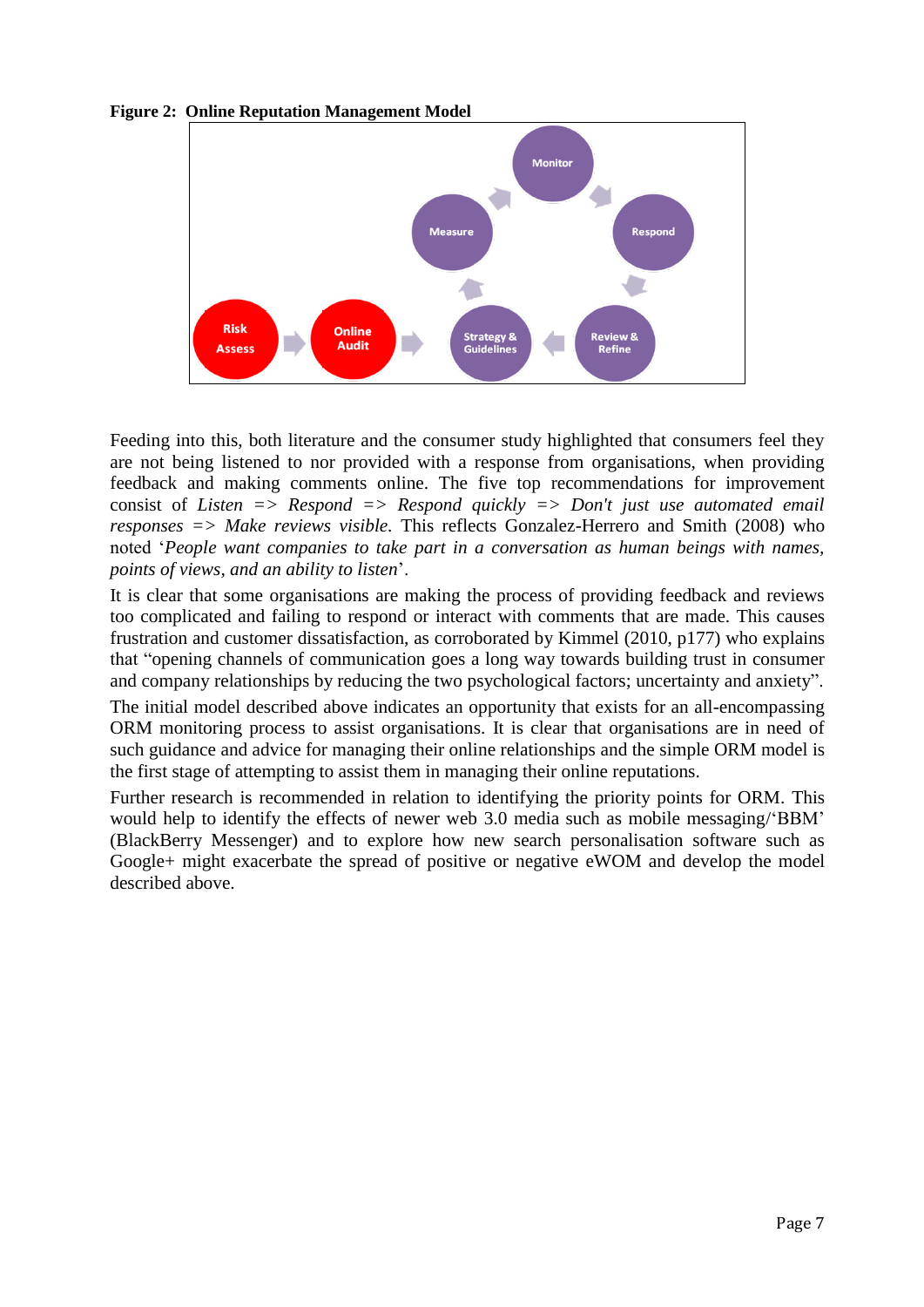**Figure 2: Online Reputation Management Model**

Feeding into this, both literature and the consumer study highlighted that consumers feel they are not being listened to nor provided with a response from organisations, when providing feedback and making comments online. The five top recommendations for improvement consist of *Listen => Respond => Respond quickly => Don't just use automated email responses => Make reviews visible.* This reflects Gonzalez-Herrero and Smith (2008) who noted '*People want companies to take part in a conversation as human beings with names, points of views, and an ability to listen*'.

It is clear that some organisations are making the process of providing feedback and reviews too complicated and failing to respond or interact with comments that are made. This causes frustration and customer dissatisfaction, as corroborated by Kimmel (2010, p177) who explains that "opening channels of communication goes a long way towards building trust in consumer and company relationships by reducing the two psychological factors; uncertainty and anxiety".

The initial model described above indicates an opportunity that exists for an all-encompassing ORM monitoring process to assist organisations. It is clear that organisations are in need of such guidance and advice for managing their online relationships and the simple ORM model is the first stage of attempting to assist them in managing their online reputations.

Further research is recommended in relation to identifying the priority points for ORM. This would help to identify the effects of newer web 3.0 media such as mobile messaging/'BBM' (BlackBerry Messenger) and to explore how new search personalisation software such as Google+ might exacerbate the spread of positive or negative eWOM and develop the model described above.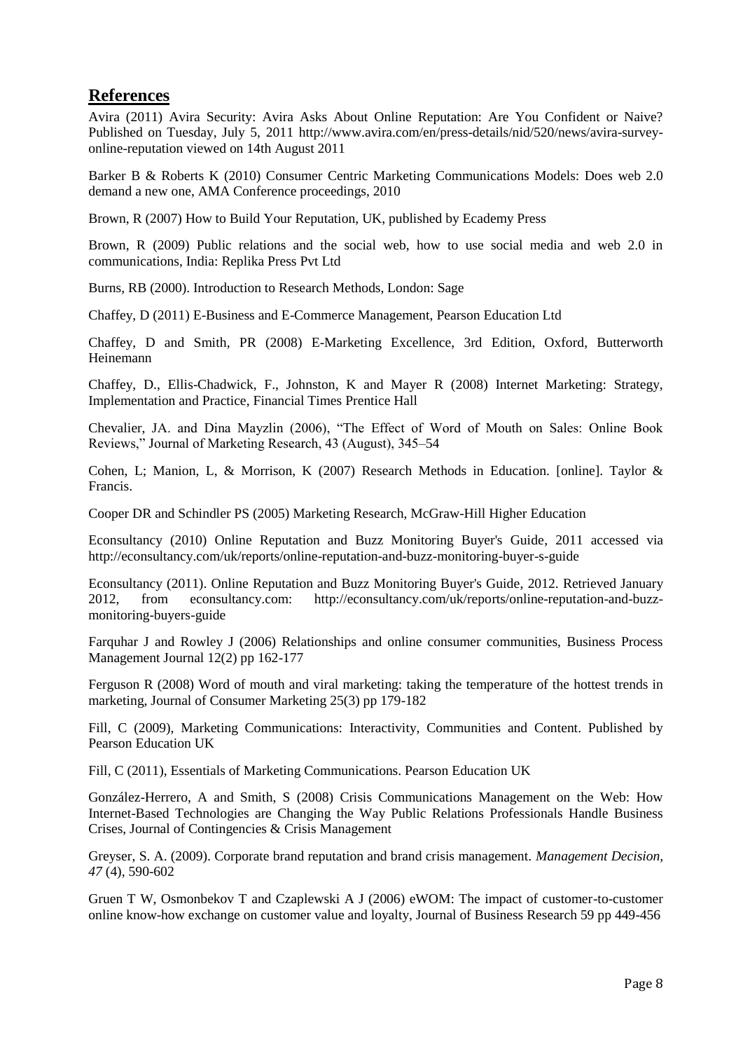## References

Avira (2011) Avira Security: Avira Asks About Online Reputation: Are You Confident or Naive? Published on Tuesday, July 5, 2011 http://www.avira.com/en/press-details/nid/520/news/avira-survey-online-reputation viewed on 14th August 2011

Barker B & Roberts K (2010) Consumer Centric Marketing Communications Models: Does web 2.0 demand a new one, AMA Conference proceedings, 2010

Brown, R (2007) How to Build Your Reputation, UK, published by Ecademy Press

Brown, R (2009) Public relations and the social web, how to use social media and web 2.0 in communications, India: Replika Press Pvt Ltd

Burns, RB (2000). Introduction to Research Methods, London: Sage

Chaffey, D (2011) E-Business and E-Commerce Management, Pearson Education Ltd

Chaffey, D and Smith, PR (2008) E-Marketing Excellence, 3rd Edition, Oxford, Butterworth Heinemann

Chaffey, D., Ellis-Chadwick, F., Johnston, K and Mayer R (2008) Internet Marketing: Strategy, Implementation and Practice, Financial Times Prentice Hall

Chevalier, JA. and Dina Mayzlin (2006), "The Effect of Word of Mouth on Sales: Online Book Reviews," Journal of Marketing Research, 43 (August), 345–54

Cohen, L; Manion, L, & Morrison, K (2007) Research Methods in Education. [online]. Taylor & Francis.

Cooper DR and Schindler PS (2005) Marketing Research, McGraw-Hill Higher Education

Econsultancy (2010) Online Reputation and Buzz Monitoring Buyer's Guide, 2011 accessed via http://econsultancy.com/uk/reports/online-reputation-and-buzz-monitoring-buyer-s-guide

Econsultancy (2011). Online Reputation and Buzz Monitoring Buyer's Guide, 2012. Retrieved January 2012, from econsultancy.com: http://econsultancy.com/uk/reports/online-reputation-and-buzz-monitoring-buyers-guide

Farquhar J and Rowley J (2006) Relationships and online consumer communities, Business Process Management Journal 12(2) pp 162-177

Ferguson R (2008) Word of mouth and viral marketing: taking the temperature of the hottest trends in marketing, Journal of Consumer Marketing 25(3) pp 179-182

Fill, C (2009), Marketing Communications: Interactivity, Communities and Content. Published by Pearson Education UK

Fill, C (2011), Essentials of Marketing Communications. Pearson Education UK

González-Herrero, A and Smith, S (2008) Crisis Communications Management on the Web: How Internet-Based Technologies are Changing the Way Public Relations Professionals Handle Business Crises, Journal of Contingencies & Crisis Management

Greyser, S. A. (2009). Corporate brand reputation and brand crisis management. *Management Decision, 47* (4), 590-602

Gruen T W, Osmonbekov T and Czaplewski A J (2006) eWOM: The impact of customer-to-customer online know-how exchange on customer value and loyalty, Journal of Business Research 59 pp 449-456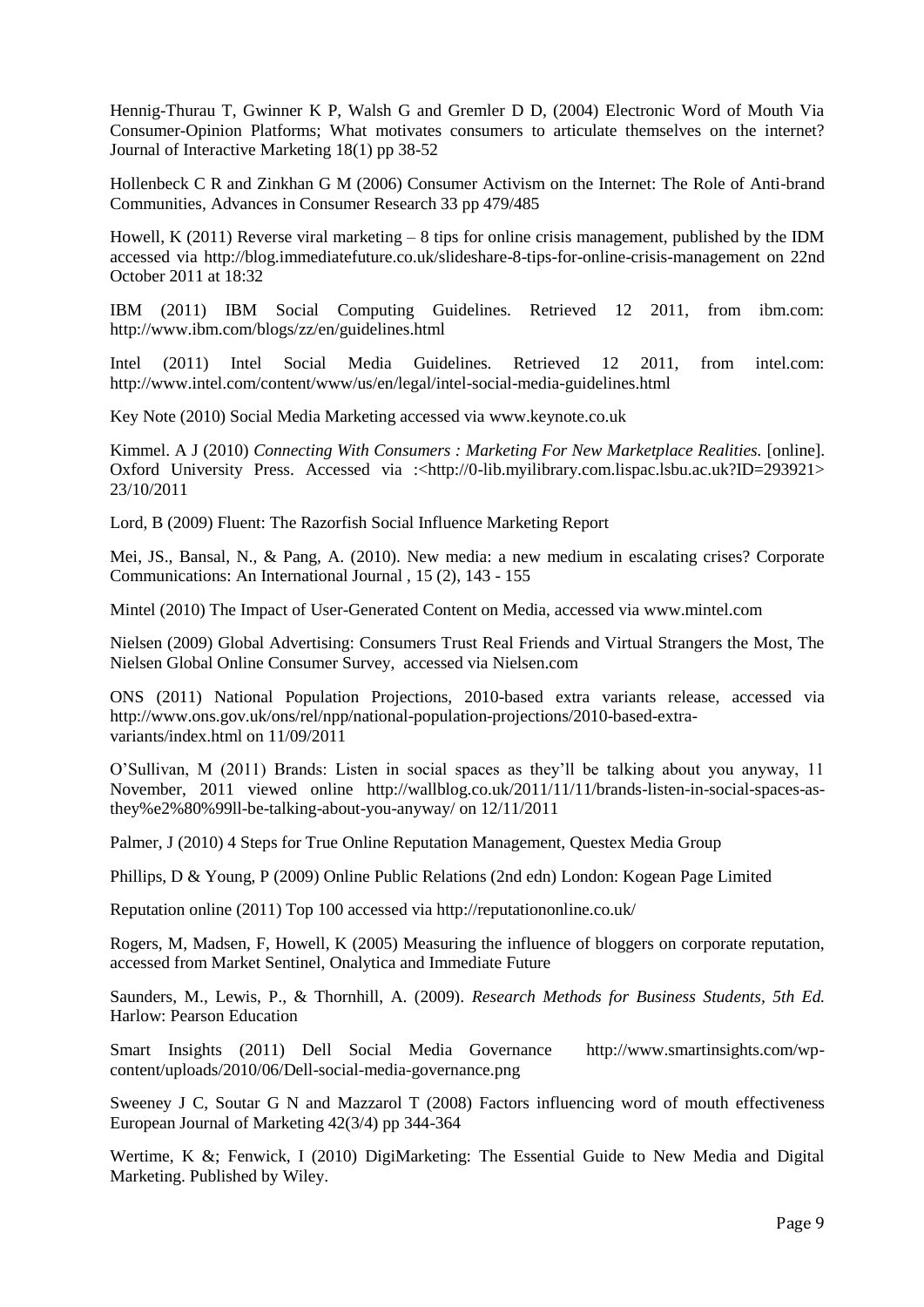Hennig-Thurau T, Gwinner K P, Walsh G and Gremler D D, (2004) Electronic Word of Mouth Via Consumer-Opinion Platforms; What motivates consumers to articulate themselves on the internet? Journal of Interactive Marketing 18(1) pp 38-52

Hollenbeck C R and Zinkhan G M (2006) Consumer Activism on the Internet: The Role of Anti-brand Communities, Advances in Consumer Research 33 pp 479/485

Howell, K (2011) Reverse viral marketing – 8 tips for online crisis management, published by the IDM accessed via http://blog.immediatefuture.co.uk/slideshare-8-tips-for-online-crisis-management on 22nd October 2011 at 18:32

IBM (2011) IBM Social Computing Guidelines. Retrieved 12 2011, from ibm.com: http://www.ibm.com/blogs/zz/en/guidelines.html

Intel (2011) Intel Social Media Guidelines. Retrieved 12 2011, from intel.com: http://www.intel.com/content/www/us/en/legal/intel-social-media-guidelines.html

Key Note (2010) Social Media Marketing accessed via www.keynote.co.uk

Kimmel. A J (2010) *Connecting With Consumers : Marketing For New Marketplace Realities.* [online]. Oxford University Press. Accessed via :<http://0-lib.myilibrary.com.lispac.lsbu.ac.uk?ID=293921> 23/10/2011

Lord, B (2009) Fluent: The Razorfish Social Influence Marketing Report

Mei, JS., Bansal, N., & Pang, A. (2010). New media: a new medium in escalating crises? Corporate Communications: An International Journal , 15 (2), 143 - 155

Mintel (2010) The Impact of User-Generated Content on Media, accessed via www.mintel.com

Nielsen (2009) Global Advertising: Consumers Trust Real Friends and Virtual Strangers the Most, The Nielsen Global Online Consumer Survey, accessed via Nielsen.com

ONS (2011) National Population Projections, 2010-based extra variants release, accessed via http://www.ons.gov.uk/ons/rel/npp/national-population-projections/2010-based-extra-variants/index.html on 11/09/2011

O'Sullivan, M (2011) Brands: Listen in social spaces as they'll be talking about you anyway, 11 November, 2011 viewed online http://wallblog.co.uk/2011/11/11/brands-listen-in-social-spaces-as-they%e2%80%99ll-be-talking-about-you-anyway/ on 12/11/2011

Palmer, J (2010) 4 Steps for True Online Reputation Management, Questex Media Group

Phillips, D & Young, P (2009) Online Public Relations (2nd edn) London: Kogean Page Limited

Reputation online (2011) Top 100 accessed via http://reputationonline.co.uk/

Rogers, M, Madsen, F, Howell, K (2005) Measuring the influence of bloggers on corporate reputation, accessed from Market Sentinel, Onalytica and Immediate Future

Saunders, M., Lewis, P., & Thornhill, A. (2009). *Research Methods for Business Students, 5th Ed.* Harlow: Pearson Education

Smart Insights (2011) Dell Social Media Governance http://www.smartinsights.com/wp-content/uploads/2010/06/Dell-social-media-governance.png

Sweeney J C, Soutar G N and Mazzarol T (2008) Factors influencing word of mouth effectiveness European Journal of Marketing 42(3/4) pp 344-364

Wertime, K &; Fenwick, I (2010) DigiMarketing: The Essential Guide to New Media and Digital Marketing. Published by Wiley.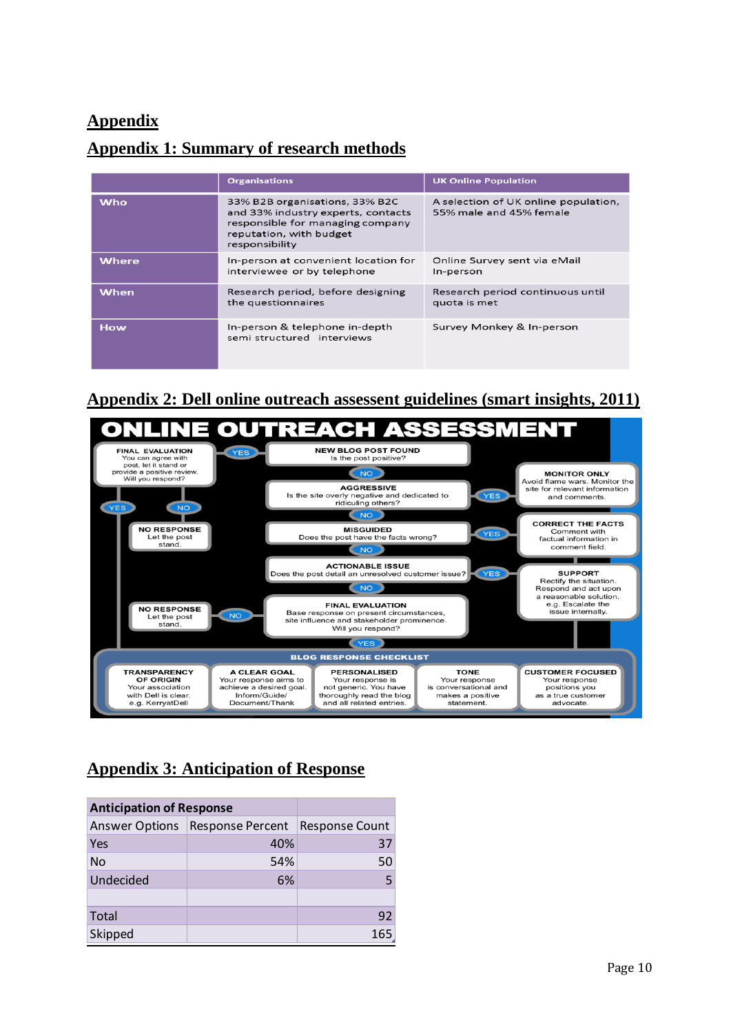# Appendix

## Appendix 1: Summary of research methods

| | Organisations | UK Online Population |
|---|---|---|
| Who | 33% B2B organisations, 33% B2C and 33% industry experts, contacts responsible for managing company reputation, with budget responsibility | A selection of UK online population, 55% male and 45% female |
| Where | In-person at convenient location for interviewee or by telephone | Online Survey sent via eMail In-person |
| When | Research period, before designing the questionnaires | Research period continuous until quota is met |
| How | In-person & telephone in-depth semi structured interviews | Survey Monkey & In-person |

## Appendix 2: Dell online outreach assessent guidelines (smart insights, 2011)

**ONLINE OUTREACH ASSESSMENT**

- **NEW BLOG POST FOUND** – Is the post positive?
  - YES → **FINAL EVALUATION** – You can agree with post, let it stand or provide a positive review. Will you respond?
    - YES → Blog Response Checklist
    - NO → **NO RESPONSE** – Let the post stand.
  - NO → **AGGRESSIVE** – Is the site overly negative and dedicated to ridiculing others?
    - YES → **MONITOR ONLY** – Avoid flame wars. Monitor the site for relevant information and comments.
    - NO → **MISGUIDED** – Does the post have the facts wrong?
      - YES → **CORRECT THE FACTS** – Comment with factual information in comment field.
      - NO → **ACTIONABLE ISSUE** – Does the post detail an unresolved customer issue?
        - YES → **SUPPORT** – Rectify the situation. Respond and act upon a reasonable solution. e.g. Escalate the issue internally.
        - NO → **FINAL EVALUATION** – Base response on present circumstances, site influence and stakeholder prominence. Will you respond?
          - NO → **NO RESPONSE** – Let the post stand.
          - YES → Blog Response Checklist

**BLOG RESPONSE CHECKLIST**

- **TRANSPARENCY OF ORIGIN** – Your association with Dell is clear. e.g. KerryatDell
- **A CLEAR GOAL** – Your response aims to achieve a desired goal. Inform/Guide/Document/Thank
- **PERSONALISED** – Your response is not generic. You have thoroughly read the blog and all related entries.
- **TONE** – Your response is conversational and makes a positive statement.
- **CUSTOMER FOCUSED** – Your response positions you as a true customer advocate.

## Appendix 3: Anticipation of Response

| Anticipation of Response | | |
|---|---|---|
| Answer Options | Response Percent | Response Count |
| Yes | 40% | 37 |
| No | 54% | 50 |
| Undecided | 6% | 5 |
| | | |
| Total | | 92 |
| Skipped | | 165 |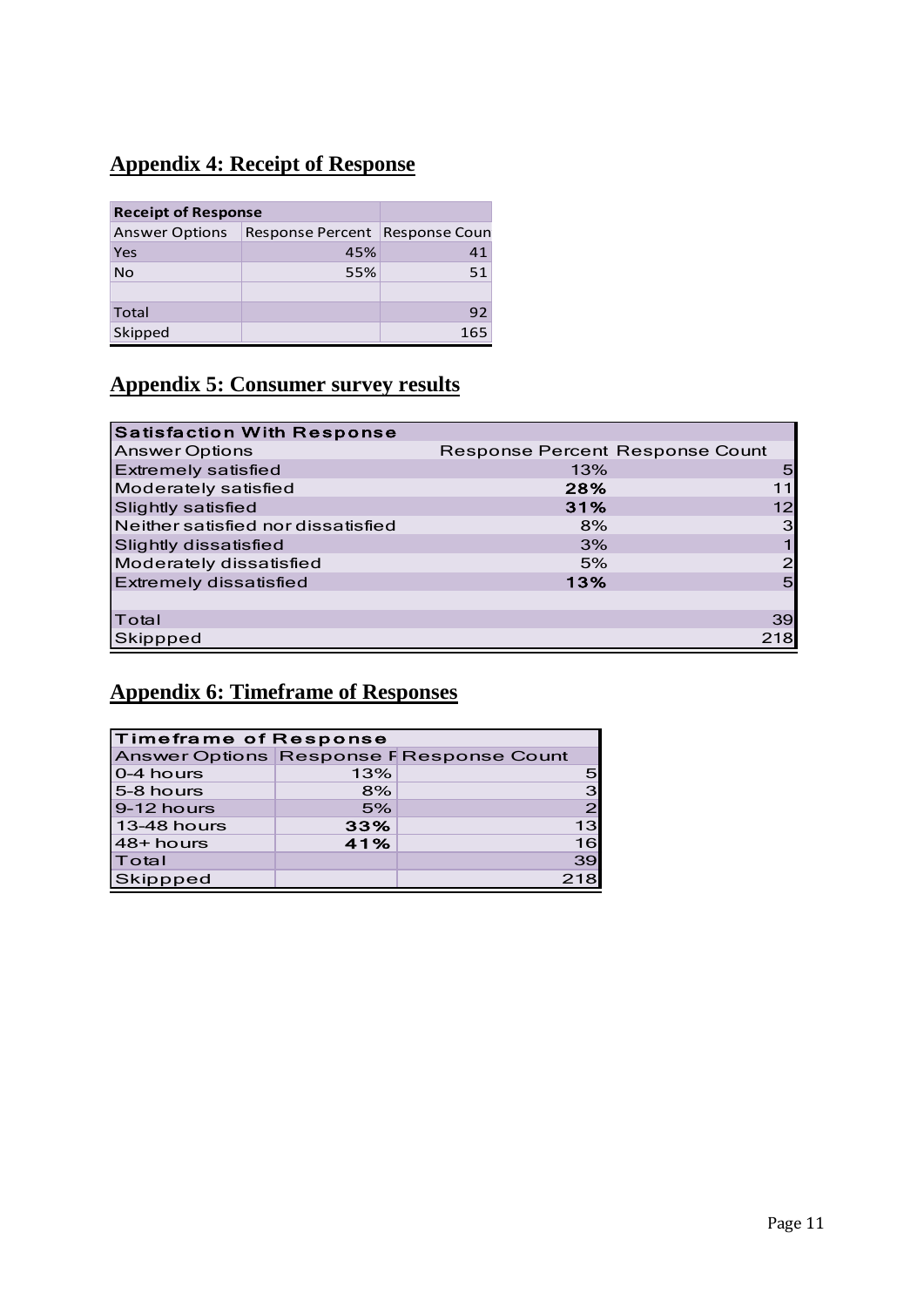## Appendix 4: Receipt of Response

| Receipt of Response | | |
|---|---|---|
| Answer Options | Response Percent | Response Coun |
| Yes | 45% | 41 |
| No | 55% | 51 |
| | | |
| Total | | 92 |
| Skipped | | 165 |

## Appendix 5: Consumer survey results

| Satisfaction With Response | | |
|---|---|---|
| Answer Options | Response Percent | Response Count |
| Extremely satisfied | 13% | 5 |
| Moderately satisfied | **28%** | 11 |
| Slightly satisfied | **31%** | 12 |
| Neither satisfied nor dissatisfied | 8% | 3 |
| Slightly dissatisfied | 3% | 1 |
| Moderately dissatisfied | 5% | 2 |
| Extremely dissatisfied | **13%** | 5 |
| | | |
| Total | | 39 |
| Skippped | | 218 |

## Appendix 6: Timeframe of Responses

| Timeframe of Response | | |
|---|---|---|
| Answer Options | Response F | Response Count |
| 0-4 hours | 13% | 5 |
| 5-8 hours | 8% | 3 |
| 9-12 hours | 5% | 2 |
| 13-48 hours | **33%** | 13 |
| 48+ hours | **41%** | 16 |
| Total | | 39 |
| Skippped | | 218 |